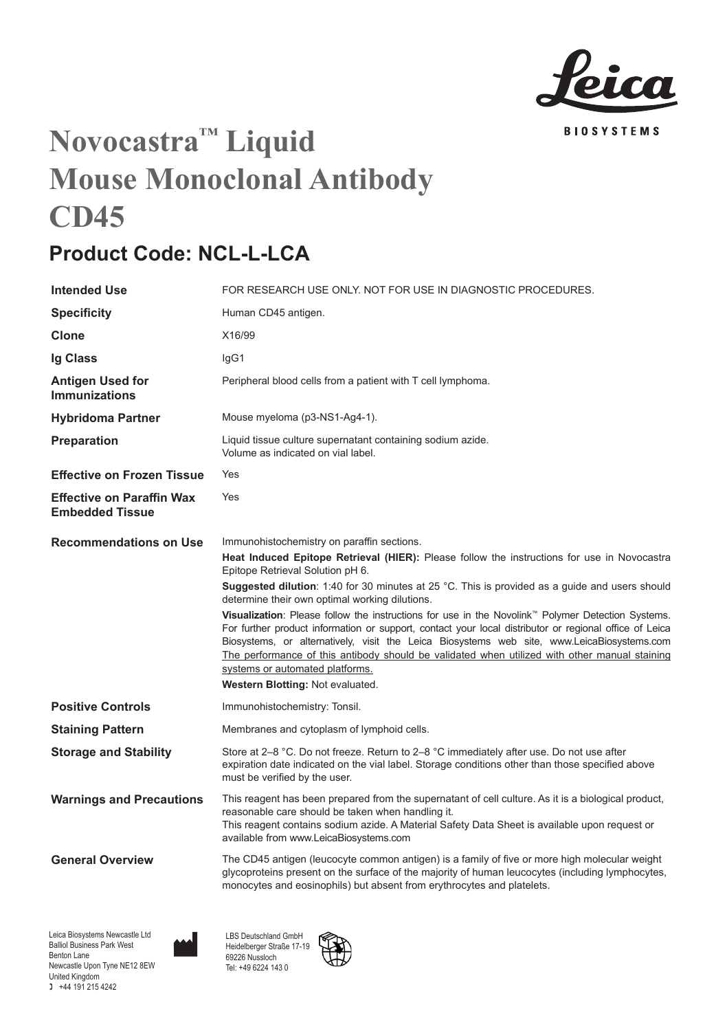# Novocastra™ Liquid Mouse Monoclonal Antibody CD45

## Product Code: NCL-L-LCA

| | |
|---|---|
| **Intended Use** | FOR RESEARCH USE ONLY. NOT FOR USE IN DIAGNOSTIC PROCEDURES. |
| **Specificity** | Human CD45 antigen. |
| **Clone** | X16/99 |
| **Ig Class** | IgG1 |
| **Antigen Used for Immunizations** | Peripheral blood cells from a patient with T cell lymphoma. |
| **Hybridoma Partner** | Mouse myeloma (p3-NS1-Ag4-1). |
| **Preparation** | Liquid tissue culture supernatant containing sodium azide. Volume as indicated on vial label. |
| **Effective on Frozen Tissue** | Yes |
| **Effective on Paraffin Wax Embedded Tissue** | Yes |

**Recommendations on Use**

Immunohistochemistry on paraffin sections.

**Heat Induced Epitope Retrieval (HIER):** Please follow the instructions for use in Novocastra Epitope Retrieval Solution pH 6.

**Suggested dilution**: 1:40 for 30 minutes at 25 °C. This is provided as a guide and users should determine their own optimal working dilutions.

**Visualization**: Please follow the instructions for use in the Novolink™ Polymer Detection Systems. For further product information or support, contact your local distributor or regional office of Leica Biosystems, or alternatively, visit the Leica Biosystems web site, www.LeicaBiosystems.com The performance of this antibody should be validated when utilized with other manual staining systems or automated platforms.

**Western Blotting:** Not evaluated.

**Positive Controls**

Immunohistochemistry: Tonsil.

**Staining Pattern**

Membranes and cytoplasm of lymphoid cells.

**Storage and Stability**

Store at 2–8 °C. Do not freeze. Return to 2–8 °C immediately after use. Do not use after expiration date indicated on the vial label. Storage conditions other than those specified above must be verified by the user.

**Warnings and Precautions**

This reagent has been prepared from the supernatant of cell culture. As it is a biological product, reasonable care should be taken when handling it.
This reagent contains sodium azide. A Material Safety Data Sheet is available upon request or available from www.LeicaBiosystems.com

**General Overview**

The CD45 antigen (leucocyte common antigen) is a family of five or more high molecular weight glycoproteins present on the surface of the majority of human leucocytes (including lymphocytes, monocytes and eosinophils) but absent from erythrocytes and platelets.

Leica Biosystems Newcastle Ltd
Balliol Business Park West
Benton Lane
Newcastle Upon Tyne NE12 8EW
United Kingdom
+44 191 215 4242

LBS Deutschland GmbH
Heidelberger Straße 17-19
69226 Nussloch
Tel: +49 6224 143 0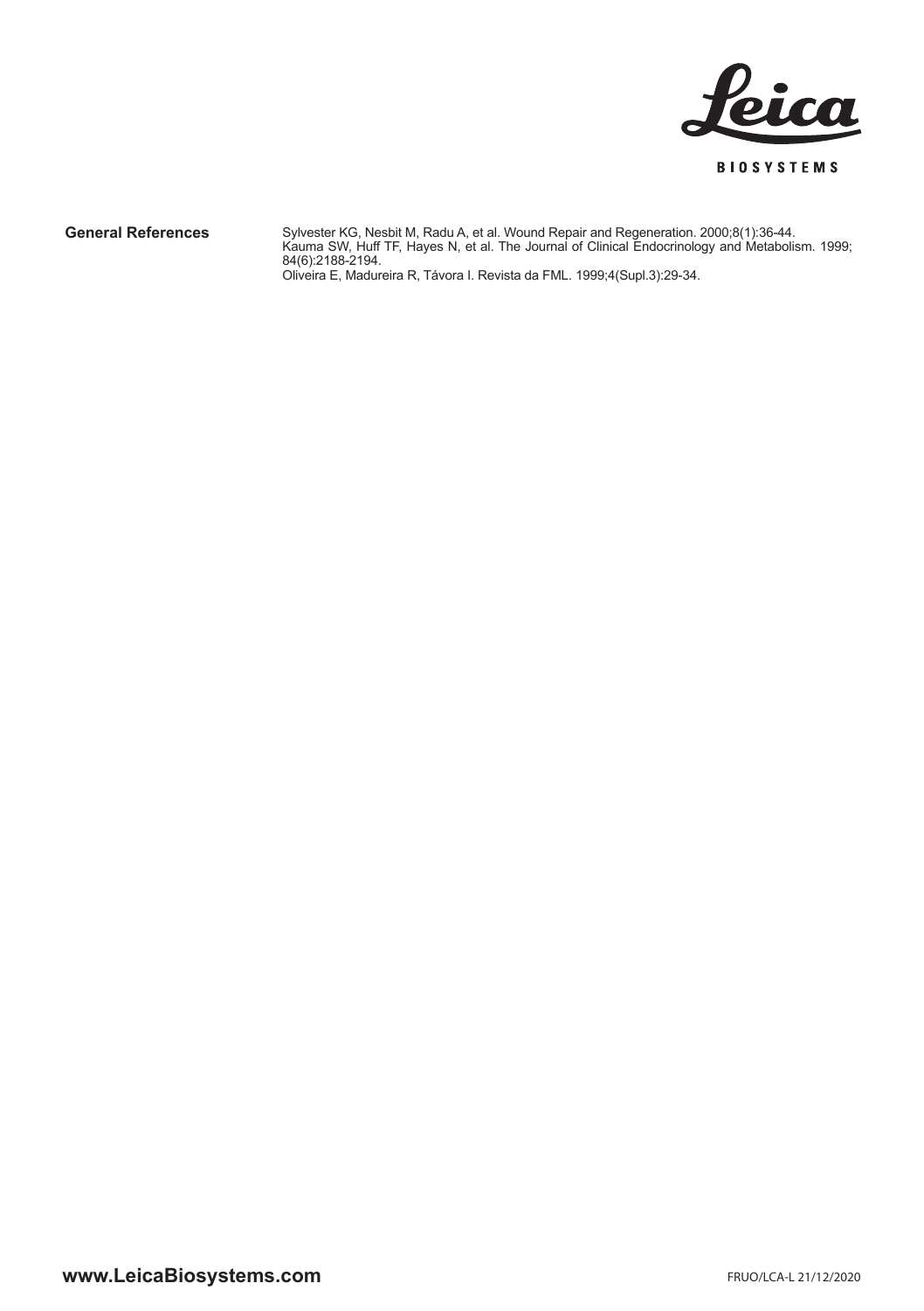**General References**

Sylvester KG, Nesbit M, Radu A, et al. Wound Repair and Regeneration. 2000;8(1):36-44.
Kauma SW, Huff TF, Hayes N, et al. The Journal of Clinical Endocrinology and Metabolism. 1999; 84(6):2188-2194.
Oliveira E, Madureira R, Távora I. Revista da FML. 1999;4(Supl.3):29-34.

**www.LeicaBiosystems.com**

FRUO/LCA-L 21/12/2020